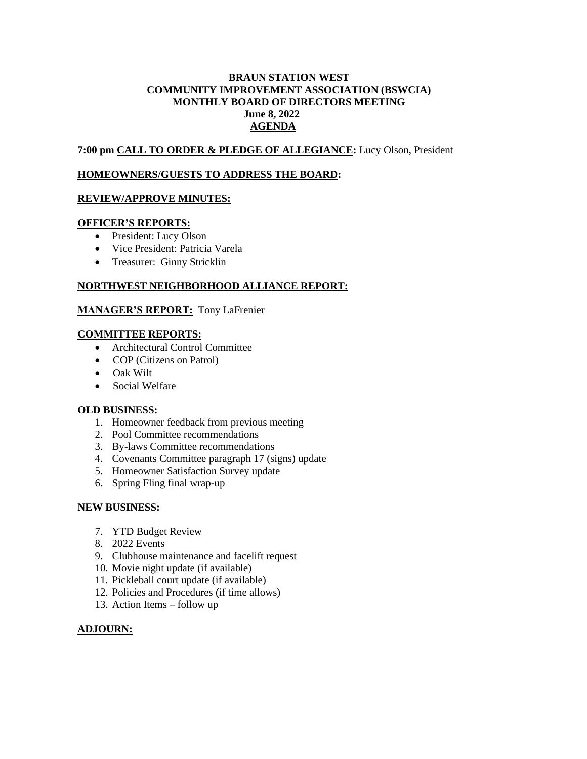**BRAUN STATION WEST**
**COMMUNITY IMPROVEMENT ASSOCIATION (BSWCIA)**
**MONTHLY BOARD OF DIRECTORS MEETING**
**June 8, 2022**
**AGENDA**

**7:00 pm CALL TO ORDER & PLEDGE OF ALLEGIANCE:** Lucy Olson, President

**HOMEOWNERS/GUESTS TO ADDRESS THE BOARD:**

**REVIEW/APPROVE MINUTES:**

**OFFICER'S REPORTS:**

- President: Lucy Olson
- Vice President: Patricia Varela
- Treasurer: Ginny Stricklin

**NORTHWEST NEIGHBORHOOD ALLIANCE REPORT:**

**MANAGER'S REPORT:** Tony LaFrenier

**COMMITTEE REPORTS:**

- Architectural Control Committee
- COP (Citizens on Patrol)
- Oak Wilt
- Social Welfare

**OLD BUSINESS:**

1. Homeowner feedback from previous meeting
2. Pool Committee recommendations
3. By-laws Committee recommendations
4. Covenants Committee paragraph 17 (signs) update
5. Homeowner Satisfaction Survey update
6. Spring Fling final wrap-up

**NEW BUSINESS:**

7. YTD Budget Review
8. 2022 Events
9. Clubhouse maintenance and facelift request
10. Movie night update (if available)
11. Pickleball court update (if available)
12. Policies and Procedures (if time allows)
13. Action Items – follow up

**ADJOURN:**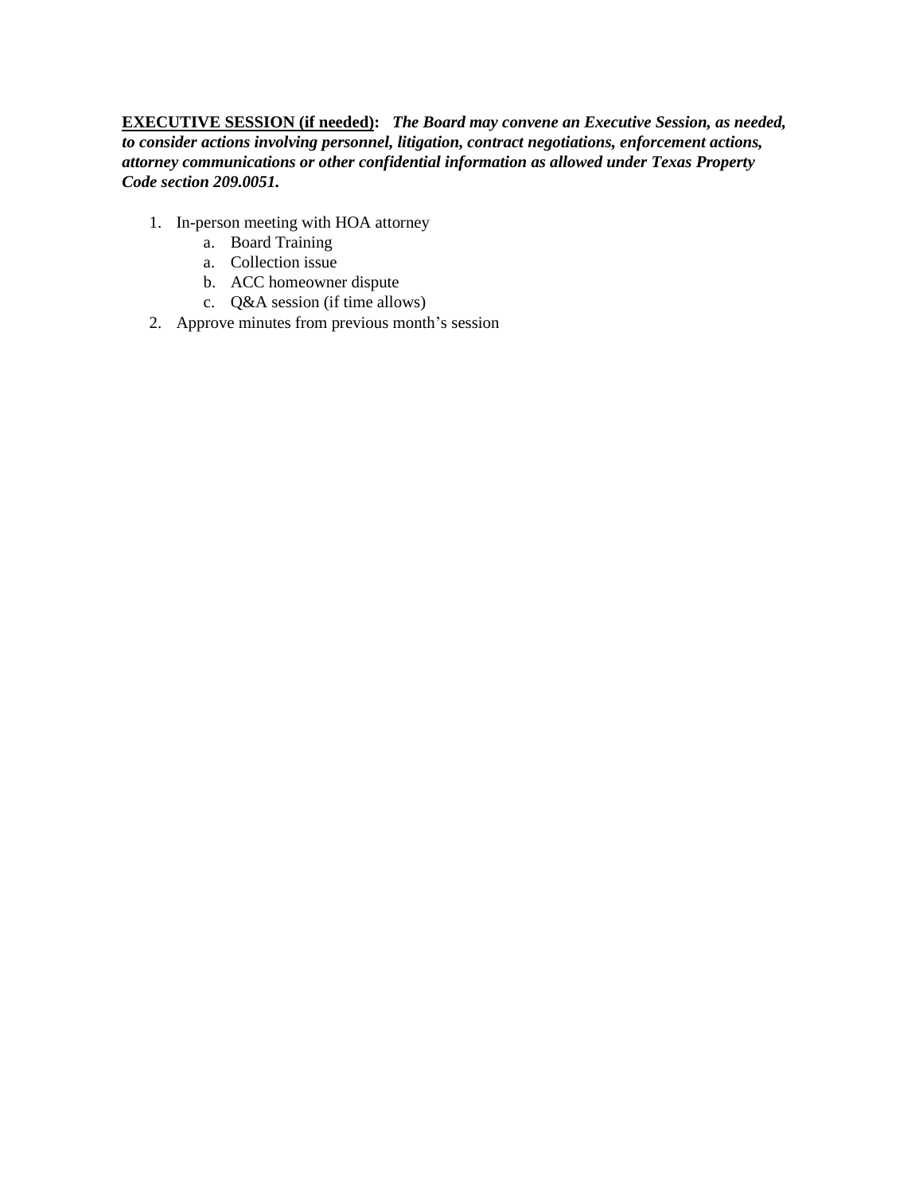**<u>EXECUTIVE SESSION (if needed)</u>:** ***The Board may convene an Executive Session, as needed, to consider actions involving personnel, litigation, contract negotiations, enforcement actions, attorney communications or other confidential information as allowed under Texas Property Code section 209.0051.***

1. In-person meeting with HOA attorney
    a. Board Training
    a. Collection issue
    b. ACC homeowner dispute
    c. Q&A session (if time allows)
2. Approve minutes from previous month's session